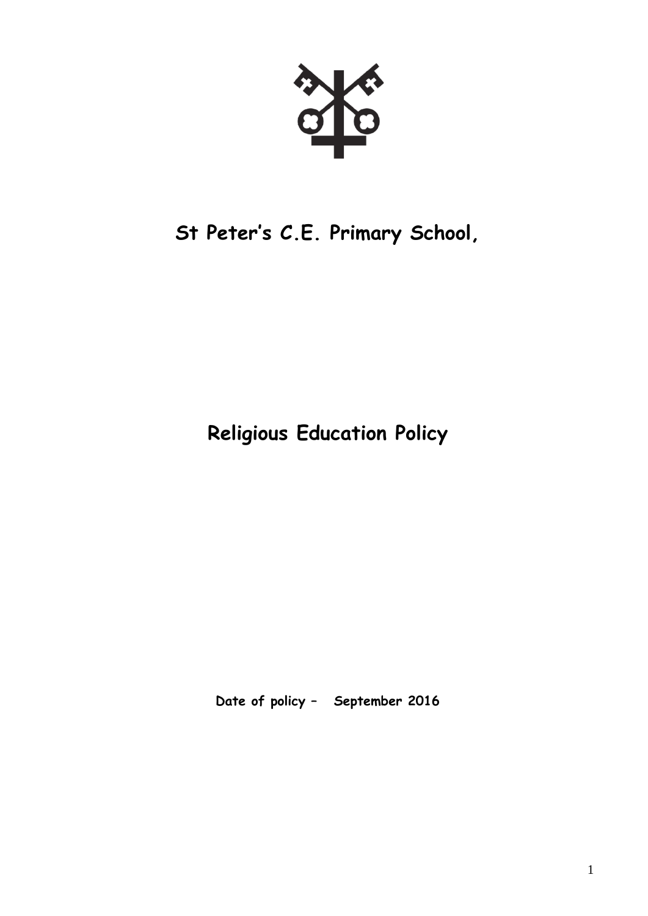# St Peter's C.E. Primary School,

# Religious Education Policy

**Date of policy – September 2016**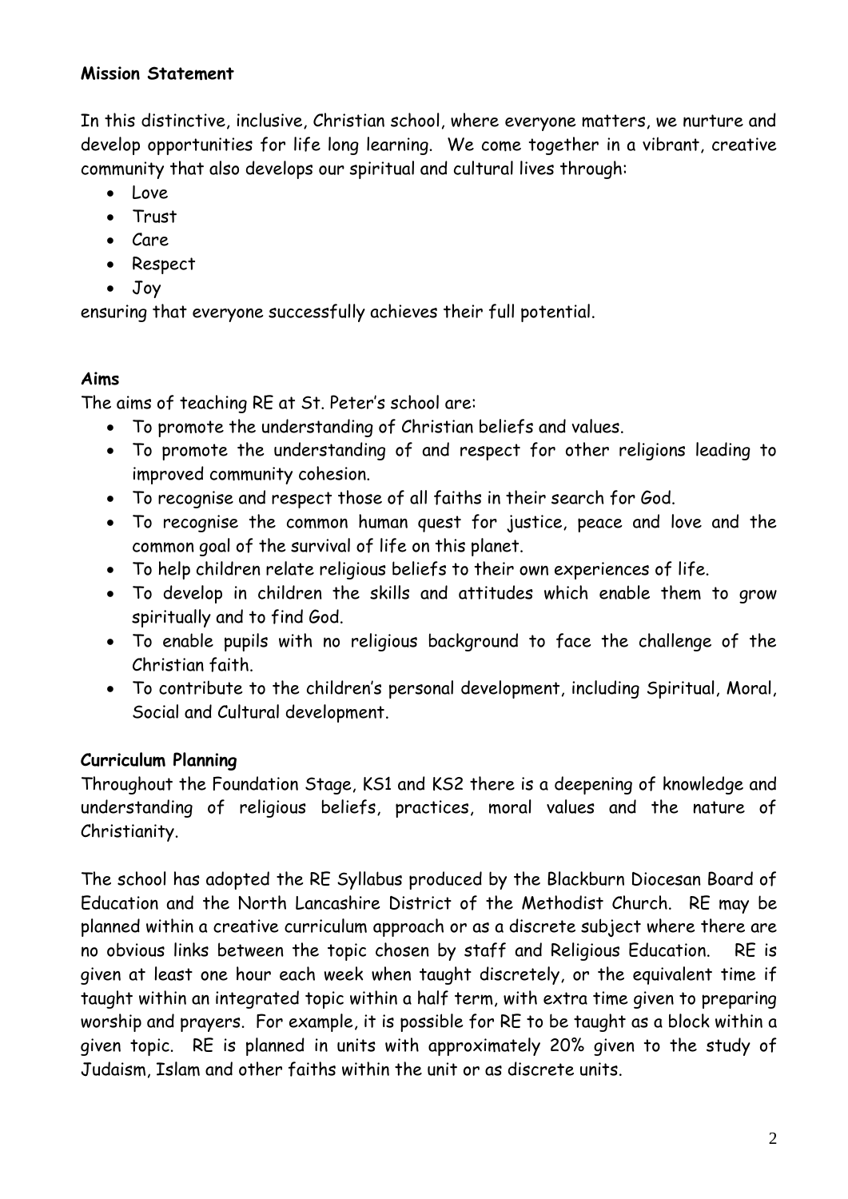**Mission Statement**

In this distinctive, inclusive, Christian school, where everyone matters, we nurture and develop opportunities for life long learning. We come together in a vibrant, creative community that also develops our spiritual and cultural lives through:

- Love
- Trust
- Care
- Respect
- Joy

ensuring that everyone successfully achieves their full potential.

**Aims**

The aims of teaching RE at St. Peter's school are:

- To promote the understanding of Christian beliefs and values.
- To promote the understanding of and respect for other religions leading to improved community cohesion.
- To recognise and respect those of all faiths in their search for God.
- To recognise the common human quest for justice, peace and love and the common goal of the survival of life on this planet.
- To help children relate religious beliefs to their own experiences of life.
- To develop in children the skills and attitudes which enable them to grow spiritually and to find God.
- To enable pupils with no religious background to face the challenge of the Christian faith.
- To contribute to the children's personal development, including Spiritual, Moral, Social and Cultural development.

**Curriculum Planning**

Throughout the Foundation Stage, KS1 and KS2 there is a deepening of knowledge and understanding of religious beliefs, practices, moral values and the nature of Christianity.

The school has adopted the RE Syllabus produced by the Blackburn Diocesan Board of Education and the North Lancashire District of the Methodist Church. RE may be planned within a creative curriculum approach or as a discrete subject where there are no obvious links between the topic chosen by staff and Religious Education. RE is given at least one hour each week when taught discretely, or the equivalent time if taught within an integrated topic within a half term, with extra time given to preparing worship and prayers. For example, it is possible for RE to be taught as a block within a given topic. RE is planned in units with approximately 20% given to the study of Judaism, Islam and other faiths within the unit or as discrete units.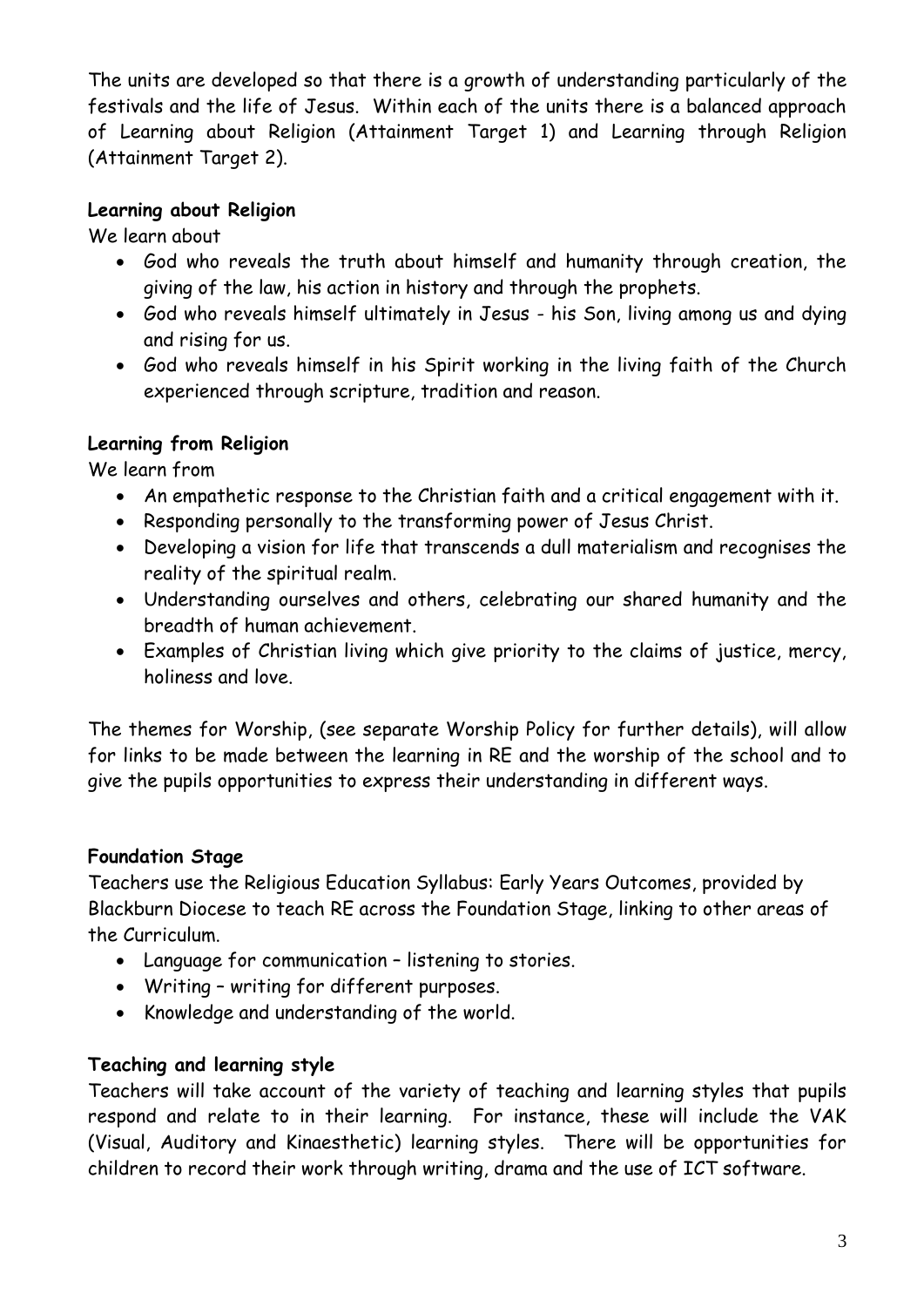The units are developed so that there is a growth of understanding particularly of the festivals and the life of Jesus. Within each of the units there is a balanced approach of Learning about Religion (Attainment Target 1) and Learning through Religion (Attainment Target 2).

**Learning about Religion**

We learn about

- God who reveals the truth about himself and humanity through creation, the giving of the law, his action in history and through the prophets.
- God who reveals himself ultimately in Jesus - his Son, living among us and dying and rising for us.
- God who reveals himself in his Spirit working in the living faith of the Church experienced through scripture, tradition and reason.

**Learning from Religion**

We learn from

- An empathetic response to the Christian faith and a critical engagement with it.
- Responding personally to the transforming power of Jesus Christ.
- Developing a vision for life that transcends a dull materialism and recognises the reality of the spiritual realm.
- Understanding ourselves and others, celebrating our shared humanity and the breadth of human achievement.
- Examples of Christian living which give priority to the claims of justice, mercy, holiness and love.

The themes for Worship, (see separate Worship Policy for further details), will allow for links to be made between the learning in RE and the worship of the school and to give the pupils opportunities to express their understanding in different ways.

**Foundation Stage**

Teachers use the Religious Education Syllabus: Early Years Outcomes, provided by Blackburn Diocese to teach RE across the Foundation Stage, linking to other areas of the Curriculum.

- Language for communication – listening to stories.
- Writing – writing for different purposes.
- Knowledge and understanding of the world.

**Teaching and learning style**

Teachers will take account of the variety of teaching and learning styles that pupils respond and relate to in their learning. For instance, these will include the VAK (Visual, Auditory and Kinaesthetic) learning styles. There will be opportunities for children to record their work through writing, drama and the use of ICT software.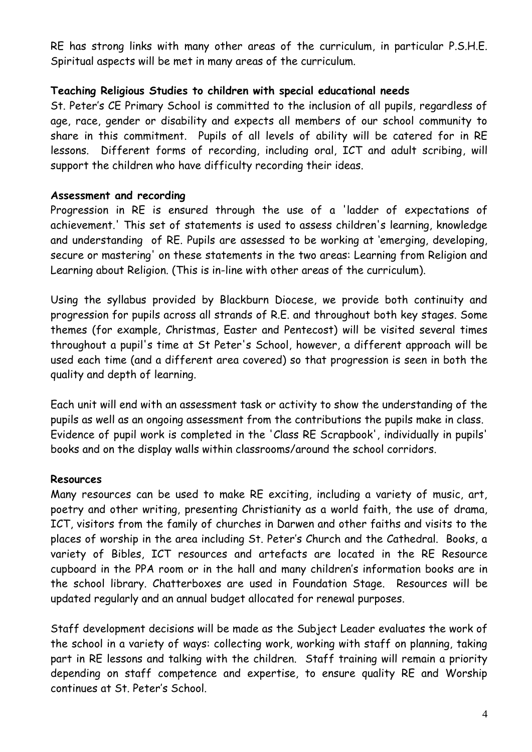RE has strong links with many other areas of the curriculum, in particular P.S.H.E. Spiritual aspects will be met in many areas of the curriculum.

**Teaching Religious Studies to children with special educational needs**

St. Peter's CE Primary School is committed to the inclusion of all pupils, regardless of age, race, gender or disability and expects all members of our school community to share in this commitment. Pupils of all levels of ability will be catered for in RE lessons. Different forms of recording, including oral, ICT and adult scribing, will support the children who have difficulty recording their ideas.

**Assessment and recording**

Progression in RE is ensured through the use of a 'ladder of expectations of achievement.' This set of statements is used to assess children's learning, knowledge and understanding of RE. Pupils are assessed to be working at 'emerging, developing, secure or mastering' on these statements in the two areas: Learning from Religion and Learning about Religion. (This is in-line with other areas of the curriculum).

Using the syllabus provided by Blackburn Diocese, we provide both continuity and progression for pupils across all strands of R.E. and throughout both key stages. Some themes (for example, Christmas, Easter and Pentecost) will be visited several times throughout a pupil's time at St Peter's School, however, a different approach will be used each time (and a different area covered) so that progression is seen in both the quality and depth of learning.

Each unit will end with an assessment task or activity to show the understanding of the pupils as well as an ongoing assessment from the contributions the pupils make in class. Evidence of pupil work is completed in the 'Class RE Scrapbook', individually in pupils' books and on the display walls within classrooms/around the school corridors.

**Resources**

Many resources can be used to make RE exciting, including a variety of music, art, poetry and other writing, presenting Christianity as a world faith, the use of drama, ICT, visitors from the family of churches in Darwen and other faiths and visits to the places of worship in the area including St. Peter's Church and the Cathedral. Books, a variety of Bibles, ICT resources and artefacts are located in the RE Resource cupboard in the PPA room or in the hall and many children's information books are in the school library. Chatterboxes are used in Foundation Stage. Resources will be updated regularly and an annual budget allocated for renewal purposes.

Staff development decisions will be made as the Subject Leader evaluates the work of the school in a variety of ways: collecting work, working with staff on planning, taking part in RE lessons and talking with the children. Staff training will remain a priority depending on staff competence and expertise, to ensure quality RE and Worship continues at St. Peter's School.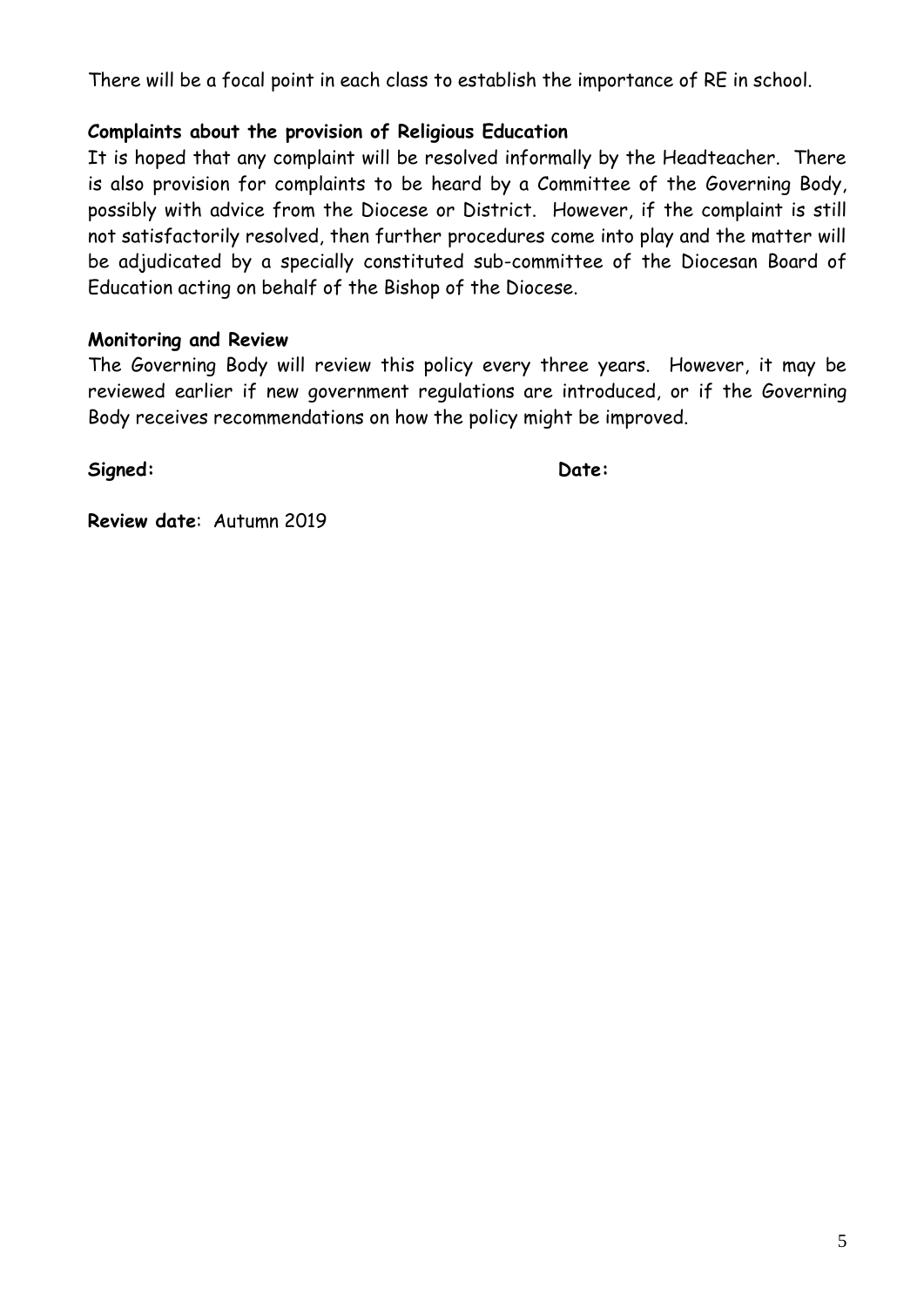There will be a focal point in each class to establish the importance of RE in school.

**Complaints about the provision of Religious Education**

It is hoped that any complaint will be resolved informally by the Headteacher. There is also provision for complaints to be heard by a Committee of the Governing Body, possibly with advice from the Diocese or District. However, if the complaint is still not satisfactorily resolved, then further procedures come into play and the matter will be adjudicated by a specially constituted sub-committee of the Diocesan Board of Education acting on behalf of the Bishop of the Diocese.

**Monitoring and Review**

The Governing Body will review this policy every three years. However, it may be reviewed earlier if new government regulations are introduced, or if the Governing Body receives recommendations on how the policy might be improved.

**Signed:** **Date:**

**Review date**: Autumn 2019